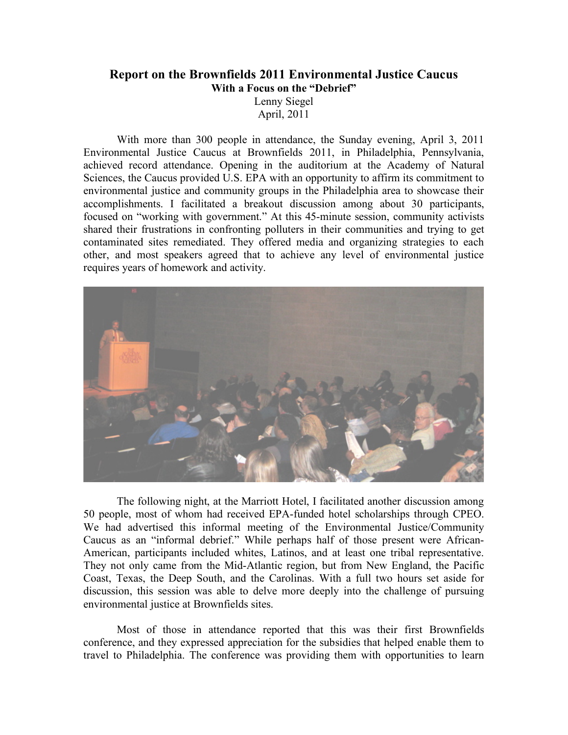# Report on the Brownfields 2011 Environmental Justice Caucus

**With a Focus on the "Debrief"**

Lenny Siegel

April, 2011

With more than 300 people in attendance, the Sunday evening, April 3, 2011 Environmental Justice Caucus at Brownfields 2011, in Philadelphia, Pennsylvania, achieved record attendance. Opening in the auditorium at the Academy of Natural Sciences, the Caucus provided U.S. EPA with an opportunity to affirm its commitment to environmental justice and community groups in the Philadelphia area to showcase their accomplishments. I facilitated a breakout discussion among about 30 participants, focused on "working with government." At this 45-minute session, community activists shared their frustrations in confronting polluters in their communities and trying to get contaminated sites remediated. They offered media and organizing strategies to each other, and most speakers agreed that to achieve any level of environmental justice requires years of homework and activity.

The following night, at the Marriott Hotel, I facilitated another discussion among 50 people, most of whom had received EPA-funded hotel scholarships through CPEO. We had advertised this informal meeting of the Environmental Justice/Community Caucus as an "informal debrief." While perhaps half of those present were African-American, participants included whites, Latinos, and at least one tribal representative. They not only came from the Mid-Atlantic region, but from New England, the Pacific Coast, Texas, the Deep South, and the Carolinas. With a full two hours set aside for discussion, this session was able to delve more deeply into the challenge of pursuing environmental justice at Brownfields sites.

Most of those in attendance reported that this was their first Brownfields conference, and they expressed appreciation for the subsidies that helped enable them to travel to Philadelphia. The conference was providing them with opportunities to learn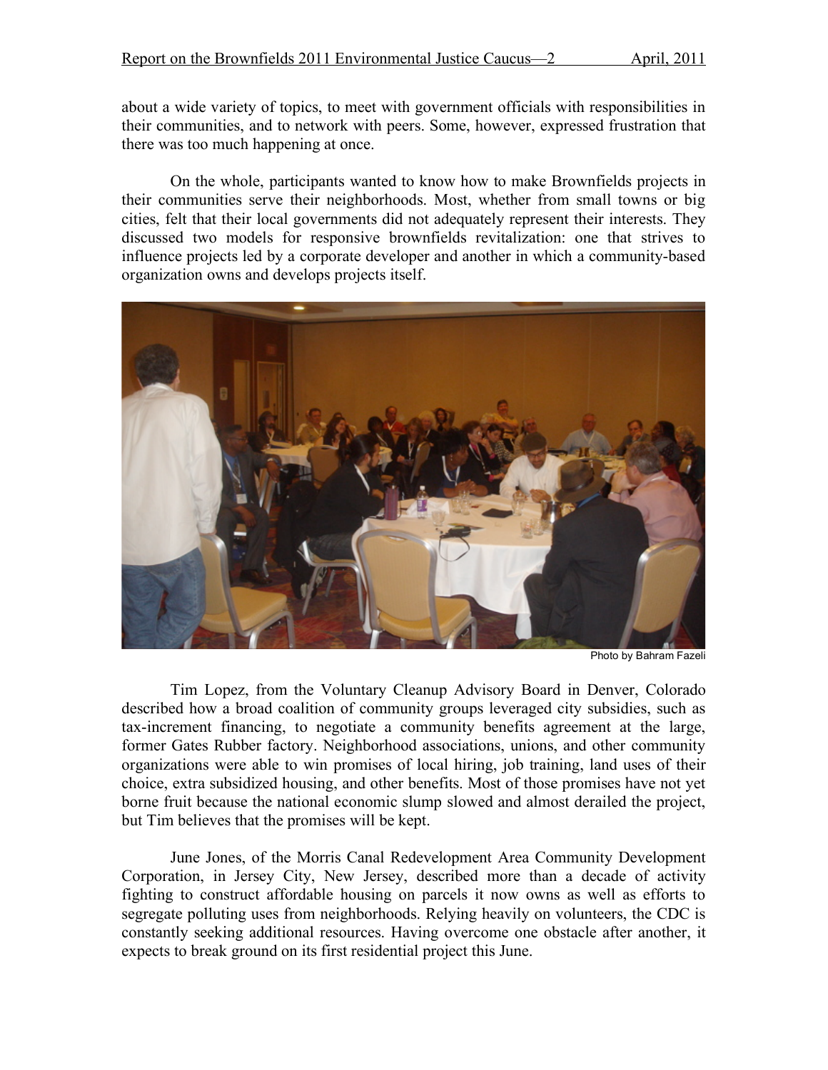about a wide variety of topics, to meet with government officials with responsibilities in their communities, and to network with peers. Some, however, expressed frustration that there was too much happening at once.

On the whole, participants wanted to know how to make Brownfields projects in their communities serve their neighborhoods. Most, whether from small towns or big cities, felt that their local governments did not adequately represent their interests. They discussed two models for responsive brownfields revitalization: one that strives to influence projects led by a corporate developer and another in which a community-based organization owns and develops projects itself.

Photo by Bahram Fazeli

Tim Lopez, from the Voluntary Cleanup Advisory Board in Denver, Colorado described how a broad coalition of community groups leveraged city subsidies, such as tax-increment financing, to negotiate a community benefits agreement at the large, former Gates Rubber factory. Neighborhood associations, unions, and other community organizations were able to win promises of local hiring, job training, land uses of their choice, extra subsidized housing, and other benefits. Most of those promises have not yet borne fruit because the national economic slump slowed and almost derailed the project, but Tim believes that the promises will be kept.

June Jones, of the Morris Canal Redevelopment Area Community Development Corporation, in Jersey City, New Jersey, described more than a decade of activity fighting to construct affordable housing on parcels it now owns as well as efforts to segregate polluting uses from neighborhoods. Relying heavily on volunteers, the CDC is constantly seeking additional resources. Having overcome one obstacle after another, it expects to break ground on its first residential project this June.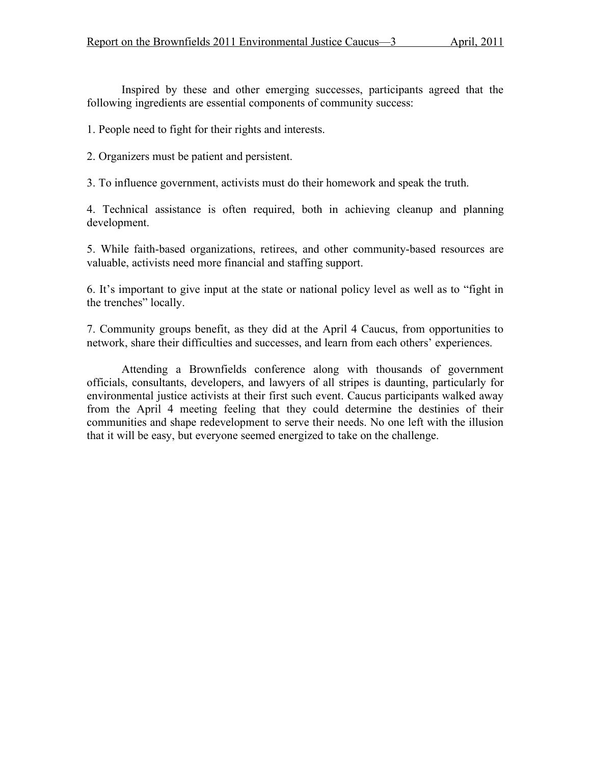Inspired by these and other emerging successes, participants agreed that the following ingredients are essential components of community success:

1. People need to fight for their rights and interests.

2. Organizers must be patient and persistent.

3. To influence government, activists must do their homework and speak the truth.

4. Technical assistance is often required, both in achieving cleanup and planning development.

5. While faith-based organizations, retirees, and other community-based resources are valuable, activists need more financial and staffing support.

6. It's important to give input at the state or national policy level as well as to "fight in the trenches" locally.

7. Community groups benefit, as they did at the April 4 Caucus, from opportunities to network, share their difficulties and successes, and learn from each others' experiences.

Attending a Brownfields conference along with thousands of government officials, consultants, developers, and lawyers of all stripes is daunting, particularly for environmental justice activists at their first such event. Caucus participants walked away from the April 4 meeting feeling that they could determine the destinies of their communities and shape redevelopment to serve their needs. No one left with the illusion that it will be easy, but everyone seemed energized to take on the challenge.